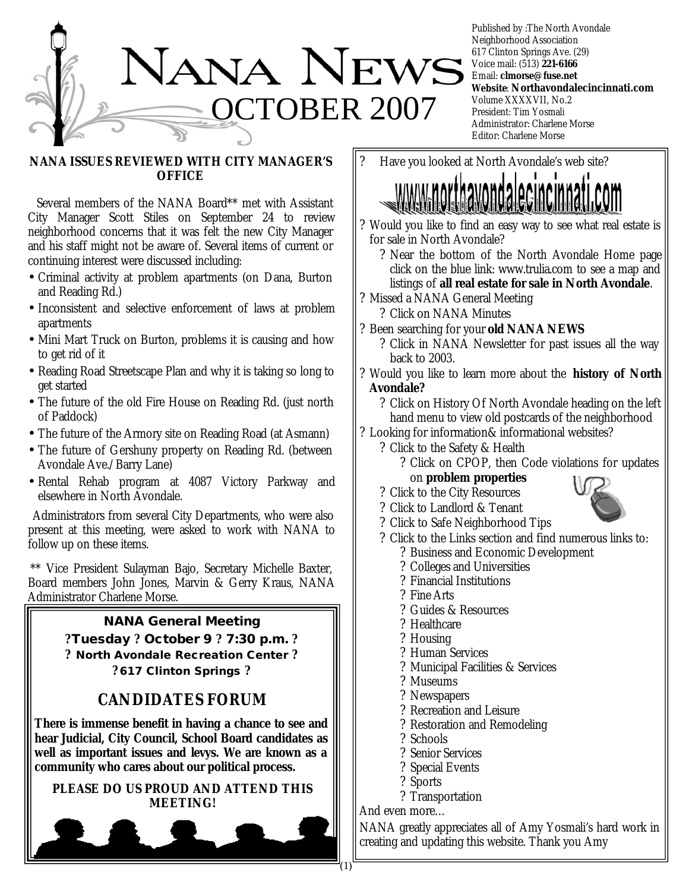# NANA NEWS

# OCTOBER 2007

Published by :The North Avondale Neighborhood Association
617 Clinton Springs Ave. (29)
Voice mail: (513) **221-6166**
Email: **clmorse@fuse.net**
**Website**: **Northavondalecincinnati.com**
Volume XXXXVII, No.2
President: Tim Yosmali
Administrator: Charlene Morse
Editor: Charlene Morse

## NANA ISSUES REVIEWED WITH CITY MANAGER'S OFFICE

Several members of the NANA Board** met with Assistant City Manager Scott Stiles on September 24 to review neighborhood concerns that it was felt the new City Manager and his staff might not be aware of. Several items of current or continuing interest were discussed including:

- Criminal activity at problem apartments (on Dana, Burton and Reading Rd.)
- Inconsistent and selective enforcement of laws at problem apartments
- Mini Mart Truck on Burton, problems it is causing and how to get rid of it
- Reading Road Streetscape Plan and why it is taking so long to get started
- The future of the old Fire House on Reading Rd. (just north of Paddock)
- The future of the Armory site on Reading Road (at Asmann)
- The future of Gershuny property on Reading Rd. (between Avondale Ave./Barry Lane)
- Rental Rehab program at 4087 Victory Parkway and elsewhere in North Avondale.

Administrators from several City Departments, who were also present at this meeting, were asked to work with NANA to follow up on these items.

** Vice President Sulayman Bajo, Secretary Michelle Baxter, Board members John Jones, Marvin & Gerry Kraus, NANA Administrator Charlene Morse.

**NANA General Meeting**

**?Tuesday ? October 9 ? 7:30 p.m. ?**

**? North Avondale Recreation Center ?**

**?617 Clinton Springs ?**

## CANDIDATES FORUM

**There is immense benefit in having a chance to see and hear Judicial, City Council, School Board candidates as well as important issues and levys. We are known as a community who cares about our political process.**

**PLEASE DO US PROUD AND ATTEND THIS MEETING!**

? Have you looked at North Avondale's web site?

www.northavondalecincinnati.com

? Would you like to find an easy way to see what real estate is for sale in North Avondale?
  - ? Near the bottom of the North Avondale Home page click on the blue link: www.trulia.com to see a map and listings of **all real estate for sale in North Avondale**.

? Missed a NANA General Meeting
  - ? Click on NANA Minutes

? Been searching for your **old NANA NEWS**
  - ? Click in NANA Newsletter for past issues all the way back to 2003.

? Would you like to learn more about the **history of North Avondale?**
  - ? Click on History Of North Avondale heading on the left hand menu to view old postcards of the neighborhood

? Looking for information& informational websites?
  - ? Click to the Safety & Health
    - ? Click on CPOP, then Code violations for updates on **problem properties**
  - ? Click to the City Resources
  - ? Click to Landlord & Tenant
  - ? Click to Safe Neighborhood Tips
  - ? Click to the Links section and find numerous links to:
    - ? Business and Economic Development
    - ? Colleges and Universities
    - ? Financial Institutions
    - ? Fine Arts
    - ? Guides & Resources
    - ? Healthcare
    - ? Housing
    - ? Human Services
    - ? Municipal Facilities & Services
    - ? Museums
    - ? Newspapers
    - ? Recreation and Leisure
    - ? Restoration and Remodeling
    - ? Schools
    - ? Senior Services
    - ? Special Events
    - ? Sports
    - ? Transportation

And even more…

NANA greatly appreciates all of Amy Yosmali's hard work in creating and updating this website. Thank you Amy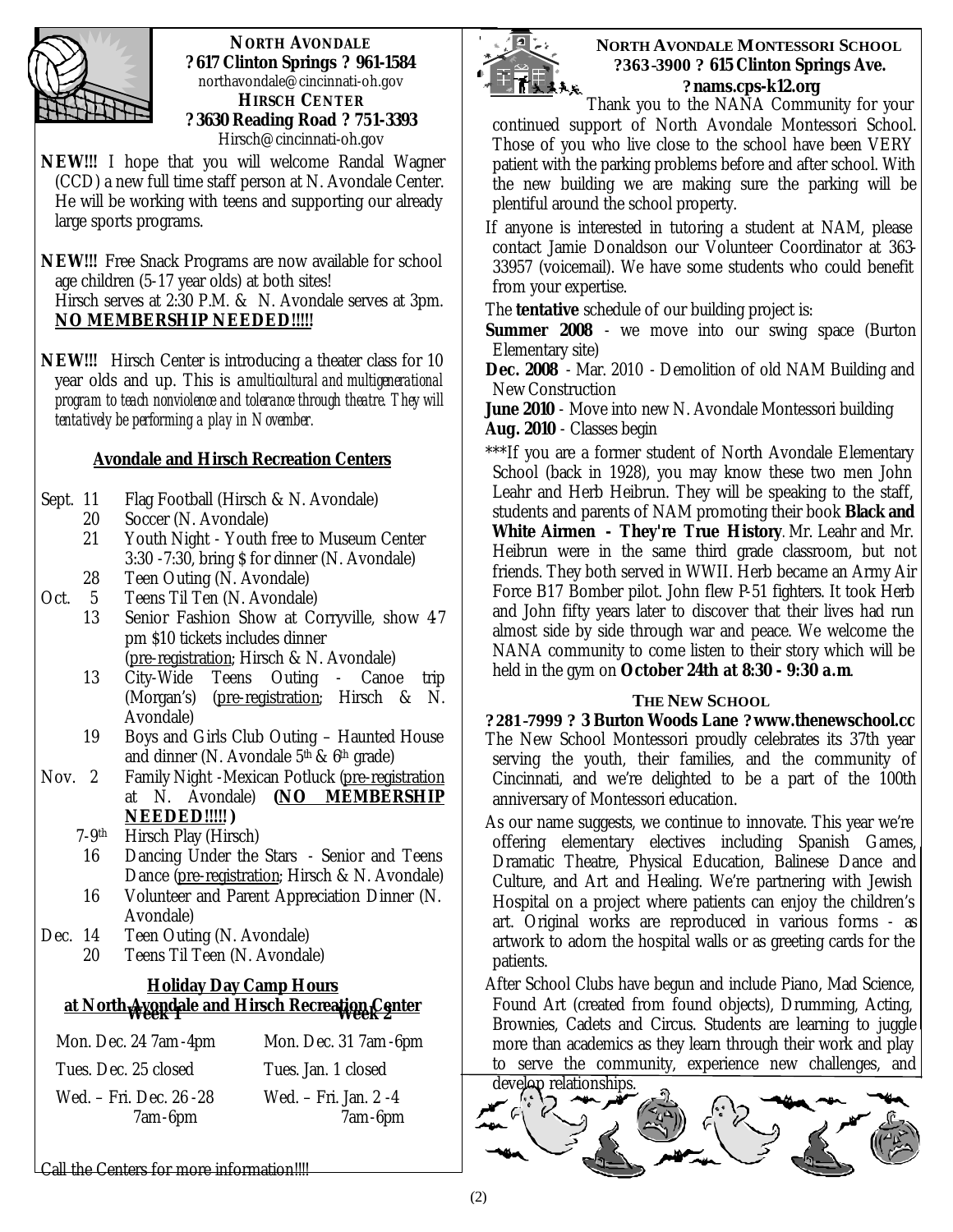**NORTH AVONDALE**
**? 617 Clinton Springs ? 961-1584**
northavondale@cincinnati-oh.gov
**HIRSCH CENTER**
**? 3630 Reading Road ? 751-3393**
Hirsch@cincinnati-oh.gov

**NEW!!!** I hope that you will welcome Randal Wagner (CCD) a new full time staff person at N. Avondale Center. He will be working with teens and supporting our already large sports programs.

**NEW!!!** Free Snack Programs are now available for school age children (5-17 year olds) at both sites!
Hirsch serves at 2:30 P.M. & N. Avondale serves at 3pm.
**NO MEMBERSHIP NEEDED!!!!!**

**NEW!!!** Hirsch Center is introducing a theater class for 10 year olds and up. This is *a multicultural and multigenerational program to teach nonviolence and tolerance through theatre. They will tentatively be performing a play in November.*

**Avondale and Hirsch Recreation Centers**

- Sept. 11 Flag Football (Hirsch & N. Avondale)
- 20 Soccer (N. Avondale)
- 21 Youth Night - Youth free to Museum Center 3:30 -7:30, bring $ for dinner (N. Avondale)
- 28 Teen Outing (N. Avondale)
- Oct. 5 Teens Til Ten (N. Avondale)
- 13 Senior Fashion Show at Corryville, show 4-7 pm $10 tickets includes dinner (pre-registration; Hirsch & N. Avondale)
- 13 City-Wide Teens Outing - Canoe trip (Morgan's) (pre-registration; Hirsch & N. Avondale)
- 19 Boys and Girls Club Outing – Haunted House and dinner (N. Avondale 5th & 6th grade)
- Nov. 2 Family Night -Mexican Potluck (pre-registration at N. Avondale) **(NO MEMBERSHIP NEEDED!!!!!)**
- 7-9th Hirsch Play (Hirsch)
- 16 Dancing Under the Stars - Senior and Teens Dance (pre-registration; Hirsch & N. Avondale)
- 16 Volunteer and Parent Appreciation Dinner (N. Avondale)
- Dec. 14 Teen Outing (N. Avondale)
- 20 Teens Til Teen (N. Avondale)

**Holiday Day Camp Hours at North Avondale and Hirsch Recreation Center**

| Week 1 | Week 2 |
|---|---|
| Mon. Dec. 24 7am -4pm | Mon. Dec. 31 7am -6pm |
| Tues. Dec. 25 closed | Tues. Jan. 1 closed |
| Wed. – Fri. Dec. 26 -28 7am-6pm | Wed. – Fri. Jan. 2 -4 7am-6pm |

Call the Centers for more information!!!!

**NORTH AVONDALE MONTESSORI SCHOOL**
**?363-3900 ? 615 Clinton Springs Ave.**
**? nams.cps-k12.org**

Thank you to the NANA Community for your continued support of North Avondale Montessori School. Those of you who live close to the school have been VERY patient with the parking problems before and after school. With the new building we are making sure the parking will be plentiful around the school property.

If anyone is interested in tutoring a student at NAM, please contact Jamie Donaldson our Volunteer Coordinator at 363-33957 (voicemail). We have some students who could benefit from your expertise.

The **tentative** schedule of our building project is:

**Summer 2008** - we move into our swing space (Burton Elementary site)
**Dec. 2008** - Mar. 2010 - Demolition of old NAM Building and New Construction
**June 2010** - Move into new N. Avondale Montessori building
**Aug. 2010** - Classes begin

***If you are a former student of North Avondale Elementary School (back in 1928), you may know these two men John Leahr and Herb Heibrun. They will be speaking to the staff, students and parents of NAM promoting their book **Black and White Airmen - They're True History**. Mr. Leahr and Mr. Heibrun were in the same third grade classroom, but not friends. They both served in WWII. Herb became an Army Air Force B17 Bomber pilot. John flew P-51 fighters. It took Herb and John fifty years later to discover that their lives had run almost side by side through war and peace. We welcome the NANA community to come listen to their story which will be held in the gym on **October 24th at 8:30 - 9:30 a.m**.

**THE NEW SCHOOL**
**? 281-7999 ? 3 Burton Woods Lane ? www.thenewschool.cc**

The New School Montessori proudly celebrates its 37th year serving the youth, their families, and the community of Cincinnati, and we're delighted to be a part of the 100th anniversary of Montessori education.

As our name suggests, we continue to innovate. This year we're offering elementary electives including Spanish Games, Dramatic Theatre, Physical Education, Balinese Dance and Culture, and Art and Healing. We're partnering with Jewish Hospital on a project where patients can enjoy the children's art. Original works are reproduced in various forms - as artwork to adorn the hospital walls or as greeting cards for the patients.

After School Clubs have begun and include Piano, Mad Science, Found Art (created from found objects), Drumming, Acting, Brownies, Cadets and Circus. Students are learning to juggle more than academics as they learn through their work and play to serve the community, experience new challenges, and develop relationships.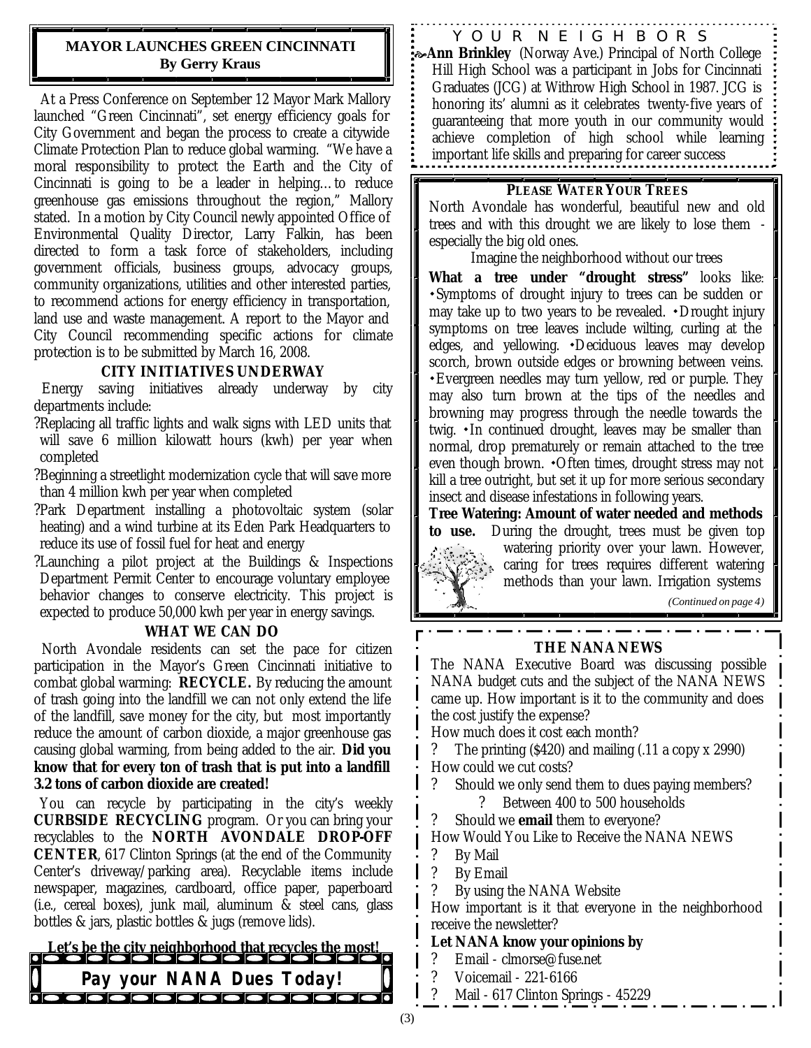## MAYOR LAUNCHES GREEN CINCINNATI

**By Gerry Kraus**

At a Press Conference on September 12 Mayor Mark Mallory launched "Green Cincinnati", set energy efficiency goals for City Government and began the process to create a citywide Climate Protection Plan to reduce global warming. "We have a moral responsibility to protect the Earth and the City of Cincinnati is going to be a leader in helping…to reduce greenhouse gas emissions throughout the region," Mallory stated. In a motion by City Council newly appointed Office of Environmental Quality Director, Larry Falkin, has been directed to form a task force of stakeholders, including government officials, business groups, advocacy groups, community organizations, utilities and other interested parties, to recommend actions for energy efficiency in transportation, land use and waste management. A report to the Mayor and City Council recommending specific actions for climate protection is to be submitted by March 16, 2008.

### CITY INITIATIVES UNDERWAY

Energy saving initiatives already underway by city departments include:

- Replacing all traffic lights and walk signs with LED units that will save 6 million kilowatt hours (kwh) per year when completed
- Beginning a streetlight modernization cycle that will save more than 4 million kwh per year when completed
- Park Department installing a photovoltaic system (solar heating) and a wind turbine at its Eden Park Headquarters to reduce its use of fossil fuel for heat and energy
- Launching a pilot project at the Buildings & Inspections Department Permit Center to encourage voluntary employee behavior changes to conserve electricity. This project is expected to produce 50,000 kwh per year in energy savings.

### WHAT WE CAN DO

North Avondale residents can set the pace for citizen participation in the Mayor's Green Cincinnati initiative to combat global warming: **RECYCLE.** By reducing the amount of trash going into the landfill we can not only extend the life of the landfill, save money for the city, but most importantly reduce the amount of carbon dioxide, a major greenhouse gas causing global warming, from being added to the air. **Did you know that for every ton of trash that is put into a landfill 3.2 tons of carbon dioxide are created!**

You can recycle by participating in the city's weekly **CURBSIDE RECYCLING** program. Or you can bring your recyclables to the **NORTH AVONDALE DROP-OFF CENTER**, 617 Clinton Springs (at the end of the Community Center's driveway/parking area). Recyclable items include newspaper, magazines, cardboard, office paper, paperboard (i.e., cereal boxes), junk mail, aluminum & steel cans, glass bottles & jars, plastic bottles & jugs (remove lids).

**Let's be the city neighborhood that recycles the most!**

**Pay your NANA Dues Today!**

## YOUR NEIGHBORS

**Ann Brinkley** (Norway Ave.) Principal of North College Hill High School was a participant in Jobs for Cincinnati Graduates (JCG) at Withrow High School in 1987. JCG is honoring its' alumni as it celebrates twenty-five years of guaranteeing that more youth in our community would achieve completion of high school while learning important life skills and preparing for career success

## PLEASE WATER YOUR TREES

North Avondale has wonderful, beautiful new and old trees and with this drought we are likely to lose them - especially the big old ones.

Imagine the neighborhood without our trees

**What a tree under "drought stress"** looks like: •Symptoms of drought injury to trees can be sudden or may take up to two years to be revealed. •Drought injury symptoms on tree leaves include wilting, curling at the edges, and yellowing. •Deciduous leaves may develop scorch, brown outside edges or browning between veins. •Evergreen needles may turn yellow, red or purple. They may also turn brown at the tips of the needles and browning may progress through the needle towards the twig. •In continued drought, leaves may be smaller than normal, drop prematurely or remain attached to the tree even though brown. •Often times, drought stress may not kill a tree outright, but set it up for more serious secondary insect and disease infestations in following years.

**Tree Watering: Amount of water needed and methods to use.** During the drought, trees must be given top watering priority over your lawn. However, caring for trees requires different watering methods than your lawn. Irrigation systems

*(Continued on page 4)*

## THE NANA NEWS

The NANA Executive Board was discussing possible NANA budget cuts and the subject of the NANA NEWS came up. How important is it to the community and does the cost justify the expense?

How much does it cost each month?

- The printing ($420) and mailing (.11 a copy x 2990)

How could we cut costs?

- Should we only send them to dues paying members?
  - Between 400 to 500 households
- Should we **email** them to everyone?

How Would You Like to Receive the NANA NEWS

- By Mail
- By Email
- By using the NANA Website

How important is it that everyone in the neighborhood receive the newsletter?

**Let NANA know your opinions by**

- Email - clmorse@fuse.net
- Voicemail - 221-6166
- Mail - 617 Clinton Springs - 45229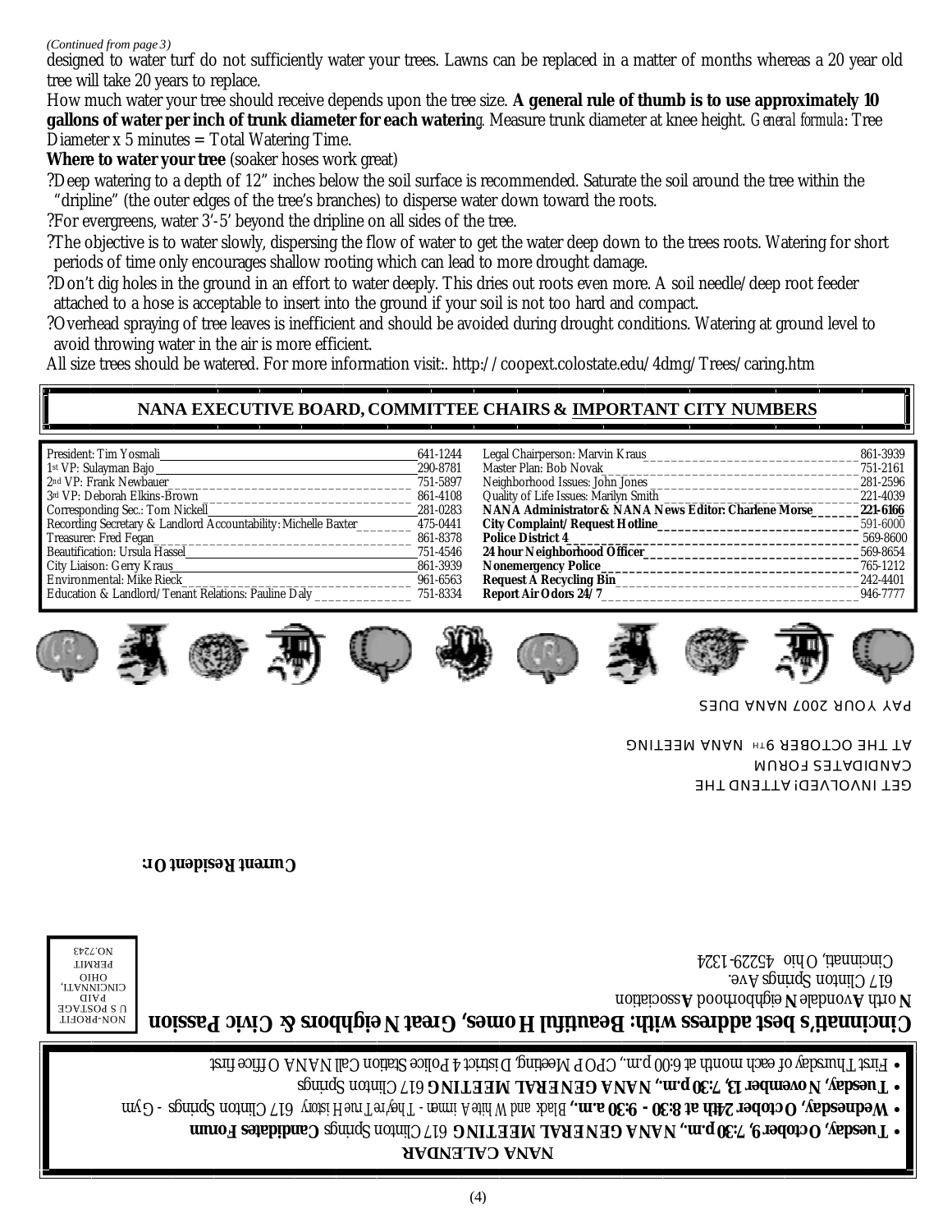*(Continued from page 3)*

designed to water turf do not sufficiently water your trees. Lawns can be replaced in a matter of months whereas a 20 year old tree will take 20 years to replace.

How much water your tree should receive depends upon the tree size. **A general rule of thumb is to use approximately 10 gallons of water per inch of trunk diameter for each waterin**g. Measure trunk diameter at knee height. *General formula*: Tree Diameter x 5 minutes = Total Watering Time.

**Where to water your tree** (soaker hoses work great)

- ?Deep watering to a depth of 12" inches below the soil surface is recommended. Saturate the soil around the tree within the "dripline" (the outer edges of the tree's branches) to disperse water down toward the roots.
- ?For evergreens, water 3'-5' beyond the dripline on all sides of the tree.
- ?The objective is to water slowly, dispersing the flow of water to get the water deep down to the trees roots. Watering for short periods of time only encourages shallow rooting which can lead to more drought damage.
- ?Don't dig holes in the ground in an effort to water deeply. This dries out roots even more. A soil needle/deep root feeder attached to a hose is acceptable to insert into the ground if your soil is not too hard and compact.
- ?Overhead spraying of tree leaves is inefficient and should be avoided during drought conditions. Watering at ground level to avoid throwing water in the air is more efficient.

All size trees should be watered. For more information visit:. http://coopext.colostate.edu/4dmg/Trees/caring.htm

## NANA EXECUTIVE BOARD, COMMITTEE CHAIRS & IMPORTANT CITY NUMBERS

| | | | |
|---|---|---|---|
| President: Tim Yosmali | 641-1244 | Legal Chairperson: Marvin Kraus | 861-3939 |
| 1st VP: Sulayman Bajo | 290-8781 | Master Plan: Bob Novak | 751-2161 |
| 2nd VP: Frank Newbauer | 751-5897 | Neighborhood Issues: John Jones | 281-2596 |
| 3rd VP: Deborah Elkins-Brown | 861-4108 | Quality of Life Issues: Marilyn Smith | 221-4039 |
| Corresponding Sec.: Tom Nickell | 281-0283 | **NANA Administrator & NANA News Editor: Charlene Morse** | **221-6166** |
| Recording Secretary & Landlord Accountability: Michelle Baxter | 475-0441 | **City Complaint/Request Hotline** | 591-6000 |
| Treasurer: Fred Fegan | 861-8378 | **Police District 4** | 569-8600 |
| Beautification: Ursula Hassel | 751-4546 | **24 hour Neighborhood Officer** | 569-8654 |
| City Liaison: Gerry Kraus | 861-3939 | **Nonemergency Police** | 765-1212 |
| Environmental: Mike Rieck | 961-6563 | **Request A Recycling Bin** | 242-4401 |
| Education & Landlord/Tenant Relations: Pauline Daly | 751-8334 | **Report Air Odors 24/7** | 946-7777 |

PAY YOUR 2007 NANA DUES

GET INVOLVED! ATTEND THE CANDIDATES FORUM AT THE OCTOBER 9TH NANA MEETING

**Current Resident Or:**

NON-PROFIT U S POSTAGE PAID CINCINNATI, OHIO PERMIT NO.7243

**Cincinnati's best address with: Beautiful Homes, Great Neighbors & Civic Passion**

North Avondale Neighborhood Association
617 Clinton Springs Ave.
Cincinnati, Ohio 45229-1324

### NANA CALENDAR

- **Tuesday, October 9, 7:30 p.m., NANA GENERAL MEETING** 617 Clinton Springs **Candidates Forum**
- **Wednesday, October 24th at 8:30 - 9:30 a.m.,** Black and White Aimen - They're True History 617 Clinton Springs - Gym
- **Tuesday, November 13, 7:30 p.m., NANA GENERAL MEETING** 617 Clinton Springs
- First Thursday of each month at 6:00 p.m., CPOP Meeting, District 4 Police Station Call NANA Office first